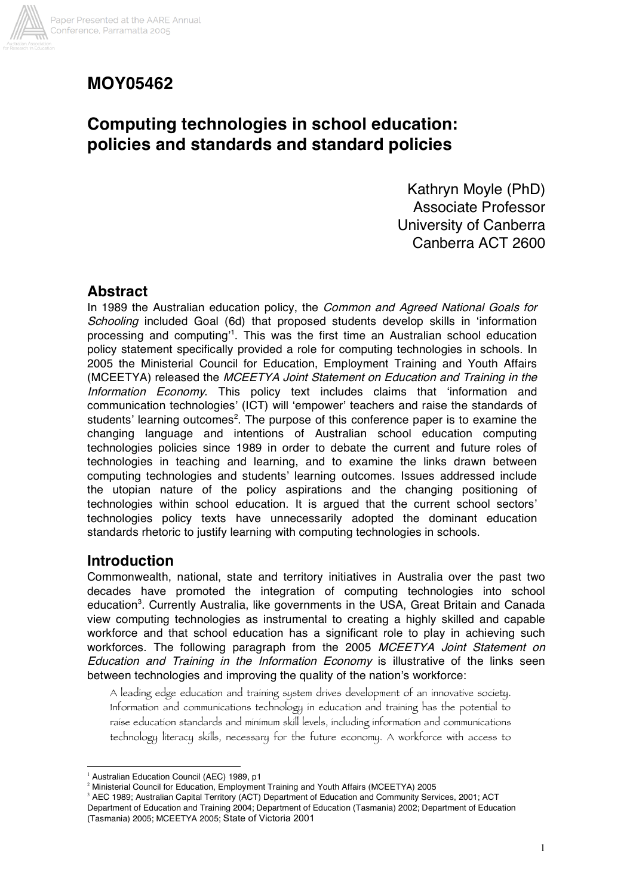# MOY05462

# Computing technologies in school education: policies and standards and standard policies

Kathryn Moyle (PhD)
Associate Professor
University of Canberra
Canberra ACT 2600

## Abstract

In 1989 the Australian education policy, the *Common and Agreed National Goals for Schooling* included Goal (6d) that proposed students develop skills in 'information processing and computing''[1]. This was the first time an Australian school education policy statement specifically provided a role for computing technologies in schools. In 2005 the Ministerial Council for Education, Employment Training and Youth Affairs (MCEETYA) released the *MCEETYA Joint Statement on Education and Training in the Information Economy*. This policy text includes claims that 'information and communication technologies' (ICT) will 'empower' teachers and raise the standards of students' learning outcomes[2]. The purpose of this conference paper is to examine the changing language and intentions of Australian school education computing technologies policies since 1989 in order to debate the current and future roles of technologies in teaching and learning, and to examine the links drawn between computing technologies and students' learning outcomes. Issues addressed include the utopian nature of the policy aspirations and the changing positioning of technologies within school education. It is argued that the current school sectors' technologies policy texts have unnecessarily adopted the dominant education standards rhetoric to justify learning with computing technologies in schools.

## Introduction

Commonwealth, national, state and territory initiatives in Australia over the past two decades have promoted the integration of computing technologies into school education[3]. Currently Australia, like governments in the USA, Great Britain and Canada view computing technologies as instrumental to creating a highly skilled and capable workforce and that school education has a significant role to play in achieving such workforces. The following paragraph from the 2005 *MCEETYA Joint Statement on Education and Training in the Information Economy* is illustrative of the links seen between technologies and improving the quality of the nation's workforce:

> A leading edge education and training system drives development of an innovative society. Information and communications technology in education and training has the potential to raise education standards and minimum skill levels, including information and communications technology literacy skills, necessary for the future economy. A workforce with access to

---

[1] Australian Education Council (AEC) 1989, p1

[2] Ministerial Council for Education, Employment Training and Youth Affairs (MCEETYA) 2005

[3] AEC 1989; Australian Capital Territory (ACT) Department of Education and Community Services, 2001; ACT Department of Education and Training 2004; Department of Education (Tasmania) 2002; Department of Education (Tasmania) 2005; MCEETYA 2005; State of Victoria 2001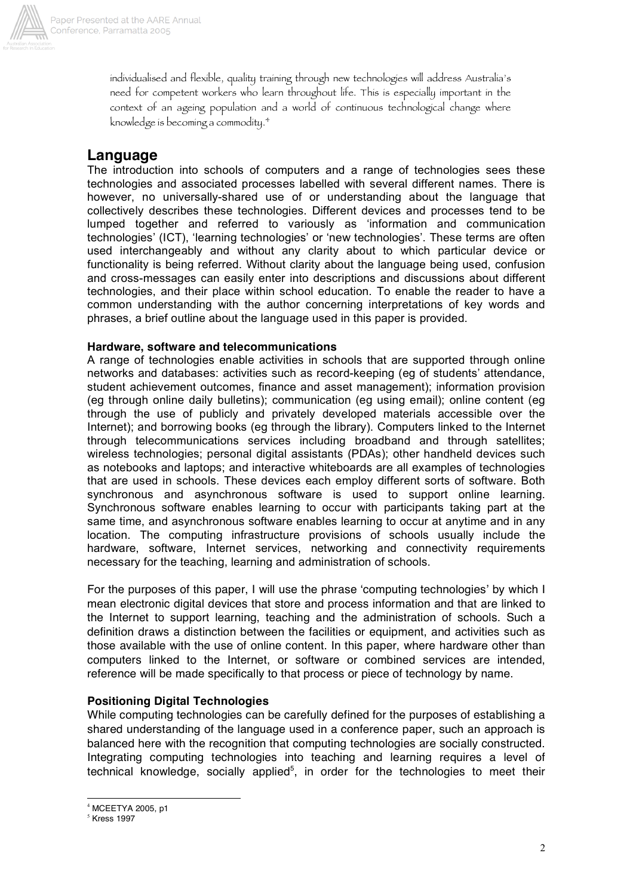individualised and flexible, quality training through new technologies will address Australia's need for competent workers who learn throughout life. This is especially important in the context of an ageing population and a world of continuous technological change where knowledge is becoming a commodity.[4]

## Language

The introduction into schools of computers and a range of technologies sees these technologies and associated processes labelled with several different names. There is however, no universally-shared use of or understanding about the language that collectively describes these technologies. Different devices and processes tend to be lumped together and referred to variously as 'information and communication technologies' (ICT), 'learning technologies' or 'new technologies'. These terms are often used interchangeably and without any clarity about to which particular device or functionality is being referred. Without clarity about the language being used, confusion and cross-messages can easily enter into descriptions and discussions about different technologies, and their place within school education. To enable the reader to have a common understanding with the author concerning interpretations of key words and phrases, a brief outline about the language used in this paper is provided.

### Hardware, software and telecommunications

A range of technologies enable activities in schools that are supported through online networks and databases: activities such as record-keeping (eg of students' attendance, student achievement outcomes, finance and asset management); information provision (eg through online daily bulletins); communication (eg using email); online content (eg through the use of publicly and privately developed materials accessible over the Internet); and borrowing books (eg through the library). Computers linked to the Internet through telecommunications services including broadband and through satellites; wireless technologies; personal digital assistants (PDAs); other handheld devices such as notebooks and laptops; and interactive whiteboards are all examples of technologies that are used in schools. These devices each employ different sorts of software. Both synchronous and asynchronous software is used to support online learning. Synchronous software enables learning to occur with participants taking part at the same time, and asynchronous software enables learning to occur at anytime and in any location. The computing infrastructure provisions of schools usually include the hardware, software, Internet services, networking and connectivity requirements necessary for the teaching, learning and administration of schools.

For the purposes of this paper, I will use the phrase 'computing technologies' by which I mean electronic digital devices that store and process information and that are linked to the Internet to support learning, teaching and the administration of schools. Such a definition draws a distinction between the facilities or equipment, and activities such as those available with the use of online content. In this paper, where hardware other than computers linked to the Internet, or software or combined services are intended, reference will be made specifically to that process or piece of technology by name.

### Positioning Digital Technologies

While computing technologies can be carefully defined for the purposes of establishing a shared understanding of the language used in a conference paper, such an approach is balanced here with the recognition that computing technologies are socially constructed. Integrating computing technologies into teaching and learning requires a level of technical knowledge, socially applied[5], in order for the technologies to meet their

[4] MCEETYA 2005, p1

[5] Kress 1997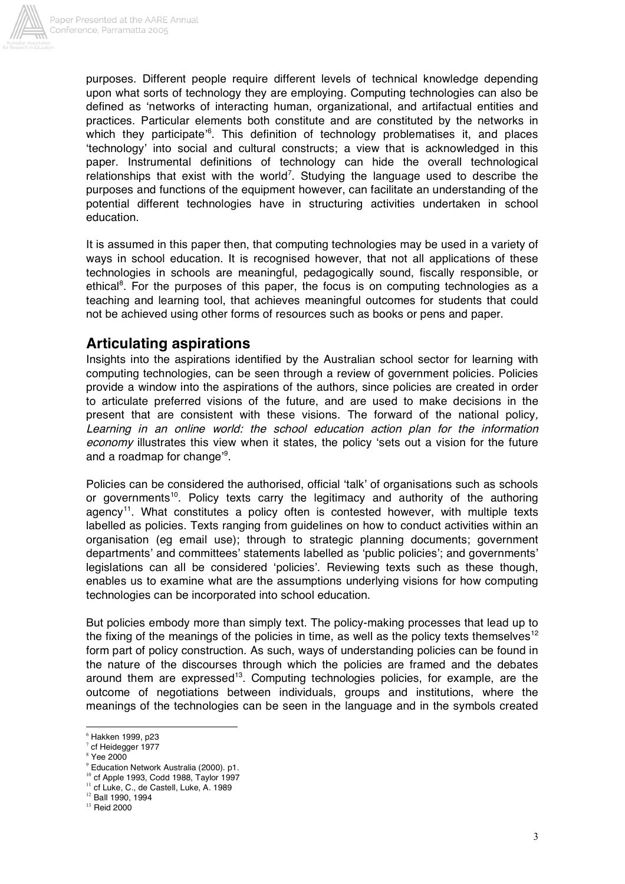purposes. Different people require different levels of technical knowledge depending upon what sorts of technology they are employing. Computing technologies can also be defined as 'networks of interacting human, organizational, and artifactual entities and practices. Particular elements both constitute and are constituted by the networks in which they participate'[6]. This definition of technology problematises it, and places 'technology' into social and cultural constructs; a view that is acknowledged in this paper. Instrumental definitions of technology can hide the overall technological relationships that exist with the world[7]. Studying the language used to describe the purposes and functions of the equipment however, can facilitate an understanding of the potential different technologies have in structuring activities undertaken in school education.

It is assumed in this paper then, that computing technologies may be used in a variety of ways in school education. It is recognised however, that not all applications of these technologies in schools are meaningful, pedagogically sound, fiscally responsible, or ethical[8]. For the purposes of this paper, the focus is on computing technologies as a teaching and learning tool, that achieves meaningful outcomes for students that could not be achieved using other forms of resources such as books or pens and paper.

## Articulating aspirations

Insights into the aspirations identified by the Australian school sector for learning with computing technologies, can be seen through a review of government policies. Policies provide a window into the aspirations of the authors, since policies are created in order to articulate preferred visions of the future, and are used to make decisions in the present that are consistent with these visions. The forward of the national policy, *Learning in an online world: the school education action plan for the information economy* illustrates this view when it states, the policy 'sets out a vision for the future and a roadmap for change'[9].

Policies can be considered the authorised, official 'talk' of organisations such as schools or governments[10]. Policy texts carry the legitimacy and authority of the authoring agency[11]. What constitutes a policy often is contested however, with multiple texts labelled as policies. Texts ranging from guidelines on how to conduct activities within an organisation (eg email use); through to strategic planning documents; government departments' and committees' statements labelled as 'public policies'; and governments' legislations can all be considered 'policies'. Reviewing texts such as these though, enables us to examine what are the assumptions underlying visions for how computing technologies can be incorporated into school education.

But policies embody more than simply text. The policy-making processes that lead up to the fixing of the meanings of the policies in time, as well as the policy texts themselves[12] form part of policy construction. As such, ways of understanding policies can be found in the nature of the discourses through which the policies are framed and the debates around them are expressed[13]. Computing technologies policies, for example, are the outcome of negotiations between individuals, groups and institutions, where the meanings of the technologies can be seen in the language and in the symbols created

---

[6] Hakken 1999, p23
[7] cf Heidegger 1977
[8] Yee 2000
[9] Education Network Australia (2000). p1.
[10] cf Apple 1993, Codd 1988, Taylor 1997
[11] cf Luke, C., de Castell, Luke, A. 1989
[12] Ball 1990, 1994
[13] Reid 2000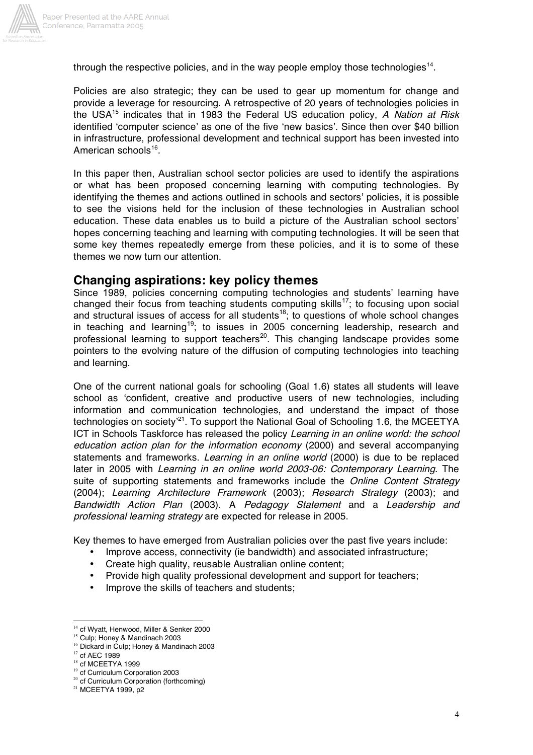through the respective policies, and in the way people employ those technologies[14].

Policies are also strategic; they can be used to gear up momentum for change and provide a leverage for resourcing. A retrospective of 20 years of technologies policies in the USA[15] indicates that in 1983 the Federal US education policy, *A Nation at Risk* identified 'computer science' as one of the five 'new basics'. Since then over $40 billion in infrastructure, professional development and technical support has been invested into American schools[16].

In this paper then, Australian school sector policies are used to identify the aspirations or what has been proposed concerning learning with computing technologies. By identifying the themes and actions outlined in schools and sectors' policies, it is possible to see the visions held for the inclusion of these technologies in Australian school education. These data enables us to build a picture of the Australian school sectors' hopes concerning teaching and learning with computing technologies. It will be seen that some key themes repeatedly emerge from these policies, and it is to some of these themes we now turn our attention.

## Changing aspirations: key policy themes

Since 1989, policies concerning computing technologies and students' learning have changed their focus from teaching students computing skills[17]; to focusing upon social and structural issues of access for all students[18]; to questions of whole school changes in teaching and learning[19]; to issues in 2005 concerning leadership, research and professional learning to support teachers[20]. This changing landscape provides some pointers to the evolving nature of the diffusion of computing technologies into teaching and learning.

One of the current national goals for schooling (Goal 1.6) states all students will leave school as 'confident, creative and productive users of new technologies, including information and communication technologies, and understand the impact of those technologies on society'[21]. To support the National Goal of Schooling 1.6, the MCEETYA ICT in Schools Taskforce has released the policy *Learning in an online world: the school education action plan for the information economy* (2000) and several accompanying statements and frameworks. *Learning in an online world* (2000) is due to be replaced later in 2005 with *Learning in an online world 2003-06: Contemporary Learning*. The suite of supporting statements and frameworks include the *Online Content Strategy* (2004); *Learning Architecture Framework* (2003); *Research Strategy* (2003); and *Bandwidth Action Plan* (2003). A *Pedagogy Statement* and a *Leadership and professional learning strategy* are expected for release in 2005.

Key themes to have emerged from Australian policies over the past five years include:

- Improve access, connectivity (ie bandwidth) and associated infrastructure;
- Create high quality, reusable Australian online content;
- Provide high quality professional development and support for teachers;
- Improve the skills of teachers and students;

---

[14] cf Wyatt, Henwood, Miller & Senker 2000
[15] Culp; Honey & Mandinach 2003
[16] Dickard in Culp; Honey & Mandinach 2003
[17] cf AEC 1989
[18] cf MCEETYA 1999
[19] cf Curriculum Corporation 2003
[20] cf Curriculum Corporation (forthcoming)
[21] MCEETYA 1999, p2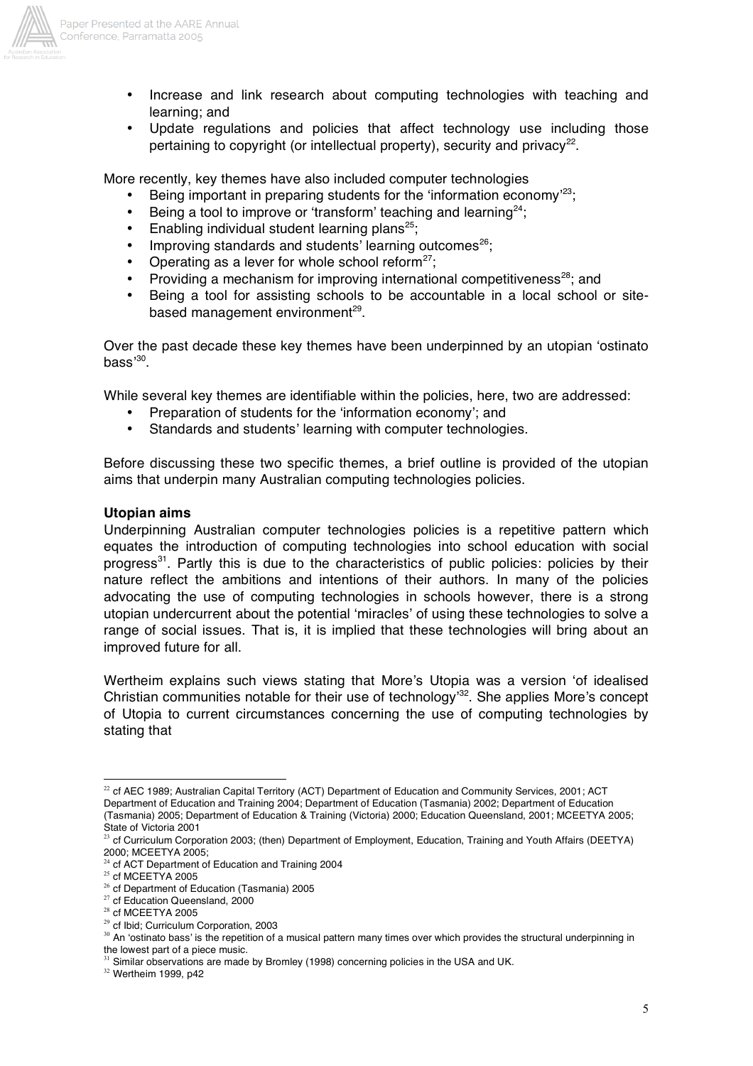- Increase and link research about computing technologies with teaching and learning; and
- Update regulations and policies that affect technology use including those pertaining to copyright (or intellectual property), security and privacy[22].

More recently, key themes have also included computer technologies

- Being important in preparing students for the 'information economy'[23];
- Being a tool to improve or 'transform' teaching and learning[24];
- Enabling individual student learning plans[25];
- Improving standards and students' learning outcomes[26];
- Operating as a lever for whole school reform[27];
- Providing a mechanism for improving international competitiveness[28]; and
- Being a tool for assisting schools to be accountable in a local school or site-based management environment[29].

Over the past decade these key themes have been underpinned by an utopian 'ostinato bass'[30].

While several key themes are identifiable within the policies, here, two are addressed:

- Preparation of students for the 'information economy'; and
- Standards and students' learning with computer technologies.

Before discussing these two specific themes, a brief outline is provided of the utopian aims that underpin many Australian computing technologies policies.

**Utopian aims**

Underpinning Australian computer technologies policies is a repetitive pattern which equates the introduction of computing technologies into school education with social progress[31]. Partly this is due to the characteristics of public policies: policies by their nature reflect the ambitions and intentions of their authors. In many of the policies advocating the use of computing technologies in schools however, there is a strong utopian undercurrent about the potential 'miracles' of using these technologies to solve a range of social issues. That is, it is implied that these technologies will bring about an improved future for all.

Wertheim explains such views stating that More's Utopia was a version 'of idealised Christian communities notable for their use of technology'[32]. She applies More's concept of Utopia to current circumstances concerning the use of computing technologies by stating that

---

[22] cf AEC 1989; Australian Capital Territory (ACT) Department of Education and Community Services, 2001; ACT Department of Education and Training 2004; Department of Education (Tasmania) 2002; Department of Education (Tasmania) 2005; Department of Education & Training (Victoria) 2000; Education Queensland, 2001; MCEETYA 2005; State of Victoria 2001

[23] cf Curriculum Corporation 2003; (then) Department of Employment, Education, Training and Youth Affairs (DEETYA) 2000; MCEETYA 2005;

[24] cf ACT Department of Education and Training 2004

[25] cf MCEETYA 2005

[26] cf Department of Education (Tasmania) 2005

[27] cf Education Queensland, 2000

[28] cf MCEETYA 2005

[29] cf Ibid; Curriculum Corporation, 2003

[30] An 'ostinato bass' is the repetition of a musical pattern many times over which provides the structural underpinning in the lowest part of a piece music.

[31] Similar observations are made by Bromley (1998) concerning policies in the USA and UK.

[32] Wertheim 1999, p42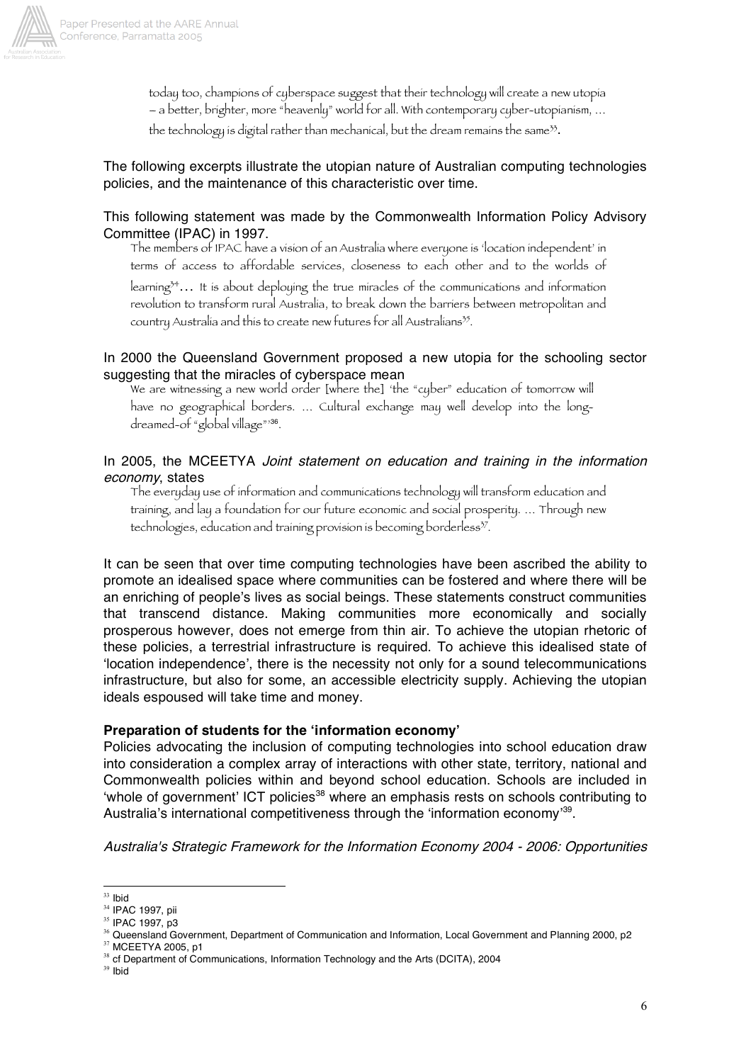> today too, champions of cyberspace suggest that their technology will create a new utopia – a better, brighter, more "heavenly" world for all. With contemporary cyber-utopianism, ... the technology is digital rather than mechanical, but the dream remains the same[33].

The following excerpts illustrate the utopian nature of Australian computing technologies policies, and the maintenance of this characteristic over time.

This following statement was made by the Commonwealth Information Policy Advisory Committee (IPAC) in 1997.

> The members of IPAC have a vision of an Australia where everyone is 'location independent' in terms of access to affordable services, closeness to each other and to the worlds of learning[34]... It is about deploying the true miracles of the communications and information revolution to transform rural Australia, to break down the barriers between metropolitan and country Australia and this to create new futures for all Australians[35].

In 2000 the Queensland Government proposed a new utopia for the schooling sector suggesting that the miracles of cyberspace mean

> We are witnessing a new world order [where the] 'the "cyber" education of tomorrow will have no geographical borders. ... Cultural exchange may well develop into the long-dreamed-of "global village"'[36].

In 2005, the MCEETYA *Joint statement on education and training in the information economy*, states

> The everyday use of information and communications technology will transform education and training, and lay a foundation for our future economic and social prosperity. ... Through new technologies, education and training provision is becoming borderless[37].

It can be seen that over time computing technologies have been ascribed the ability to promote an idealised space where communities can be fostered and where there will be an enriching of people's lives as social beings. These statements construct communities that transcend distance. Making communities more economically and socially prosperous however, does not emerge from thin air. To achieve the utopian rhetoric of these policies, a terrestrial infrastructure is required. To achieve this idealised state of 'location independence', there is the necessity not only for a sound telecommunications infrastructure, but also for some, an accessible electricity supply. Achieving the utopian ideals espoused will take time and money.

**Preparation of students for the 'information economy'**

Policies advocating the inclusion of computing technologies into school education draw into consideration a complex array of interactions with other state, territory, national and Commonwealth policies within and beyond school education. Schools are included in 'whole of government' ICT policies[38] where an emphasis rests on schools contributing to Australia's international competitiveness through the 'information economy'[39].

*Australia's Strategic Framework for the Information Economy 2004 - 2006: Opportunities*

---

[33] Ibid
[34] IPAC 1997, pii
[35] IPAC 1997, p3
[36] Queensland Government, Department of Communication and Information, Local Government and Planning 2000, p2
[37] MCEETYA 2005, p1
[38] cf Department of Communications, Information Technology and the Arts (DCITA), 2004
[39] Ibid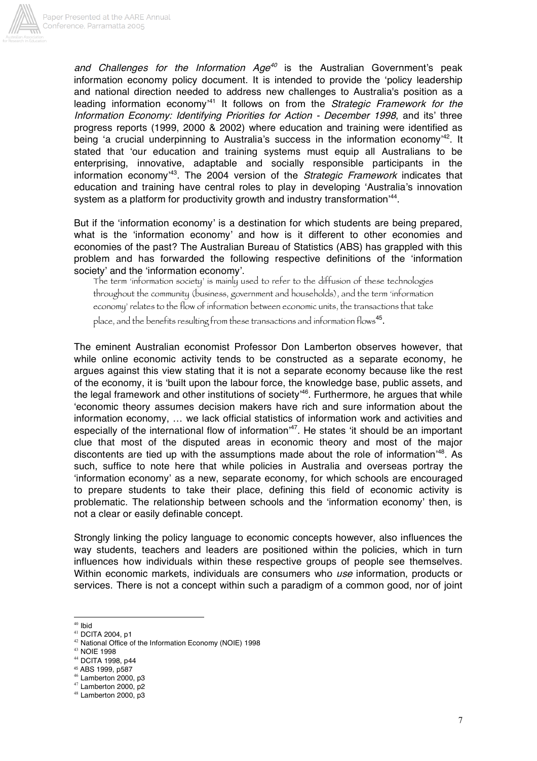*and Challenges for the Information Age*[40] is the Australian Government's peak information economy policy document. It is intended to provide the 'policy leadership and national direction needed to address new challenges to Australia's position as a leading information economy'[41] It follows on from the *Strategic Framework for the Information Economy: Identifying Priorities for Action - December 1998*, and its' three progress reports (1999, 2000 & 2002) where education and training were identified as being 'a crucial underpinning to Australia's success in the information economy'[42]. It stated that 'our education and training systems must equip all Australians to be enterprising, innovative, adaptable and socially responsible participants in the information economy'[43]. The 2004 version of the *Strategic Framework* indicates that education and training have central roles to play in developing 'Australia's innovation system as a platform for productivity growth and industry transformation'[44].

But if the 'information economy' is a destination for which students are being prepared, what is the 'information economy' and how is it different to other economies and economies of the past? The Australian Bureau of Statistics (ABS) has grappled with this problem and has forwarded the following respective definitions of the 'information society' and the 'information economy'.

> The term 'information society' is mainly used to refer to the diffusion of these technologies throughout the community (business, government and households), and the term 'information economy' relates to the flow of information between economic units, the transactions that take place, and the benefits resulting from these transactions and information flows[45].

The eminent Australian economist Professor Don Lamberton observes however, that while online economic activity tends to be constructed as a separate economy, he argues against this view stating that it is not a separate economy because like the rest of the economy, it is 'built upon the labour force, the knowledge base, public assets, and the legal framework and other institutions of society'[46]. Furthermore, he argues that while 'economic theory assumes decision makers have rich and sure information about the information economy, … we lack official statistics of information work and activities and especially of the international flow of information'[47]. He states 'it should be an important clue that most of the disputed areas in economic theory and most of the major discontents are tied up with the assumptions made about the role of information'[48]. As such, suffice to note here that while policies in Australia and overseas portray the 'information economy' as a new, separate economy, for which schools are encouraged to prepare students to take their place, defining this field of economic activity is problematic. The relationship between schools and the 'information economy' then, is not a clear or easily definable concept.

Strongly linking the policy language to economic concepts however, also influences the way students, teachers and leaders are positioned within the policies, which in turn influences how individuals within these respective groups of people see themselves. Within economic markets, individuals are consumers who *use* information, products or services. There is not a concept within such a paradigm of a common good, nor of joint

---

[40] Ibid
[41] DCITA 2004, p1
[42] National Office of the Information Economy (NOIE) 1998
[43] NOIE 1998
[44] DCITA 1998, p44
[45] ABS 1999, p587
[46] Lamberton 2000, p3
[47] Lamberton 2000, p2
[48] Lamberton 2000, p3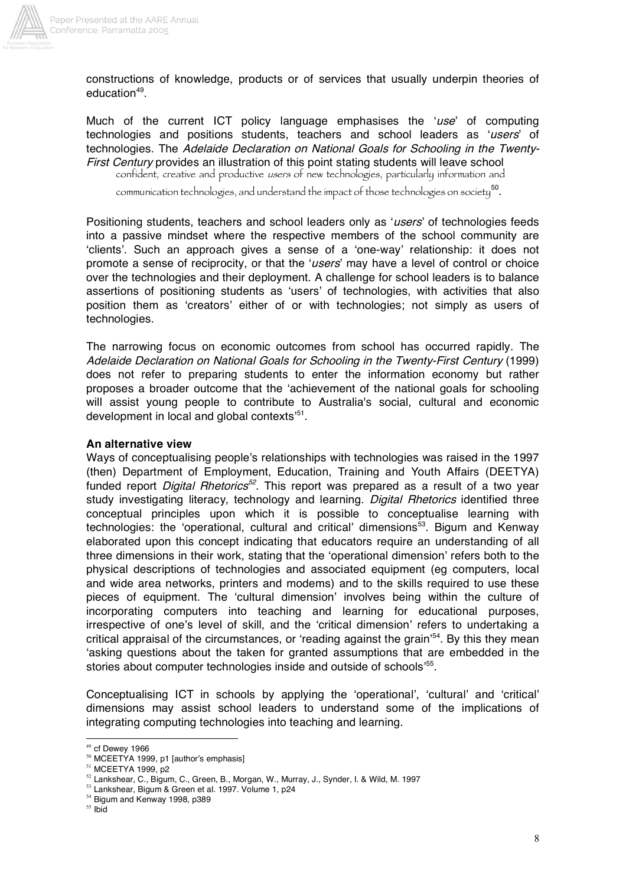constructions of knowledge, products or of services that usually underpin theories of education[49].

Much of the current ICT policy language emphasises the '*use*' of computing technologies and positions students, teachers and school leaders as '*users*' of technologies. The *Adelaide Declaration on National Goals for Schooling in the Twenty-First Century* provides an illustration of this point stating students will leave school

> confident, creative and productive *users* of new technologies, particularly information and communication technologies, and understand the impact of those technologies on society[50].

Positioning students, teachers and school leaders only as '*users*' of technologies feeds into a passive mindset where the respective members of the school community are 'clients'. Such an approach gives a sense of a 'one-way' relationship: it does not promote a sense of reciprocity, or that the '*users*' may have a level of control or choice over the technologies and their deployment. A challenge for school leaders is to balance assertions of positioning students as 'users' of technologies, with activities that also position them as 'creators' either of or with technologies; not simply as users of technologies.

The narrowing focus on economic outcomes from school has occurred rapidly. The *Adelaide Declaration on National Goals for Schooling in the Twenty-First Century* (1999) does not refer to preparing students to enter the information economy but rather proposes a broader outcome that the 'achievement of the national goals for schooling will assist young people to contribute to Australia's social, cultural and economic development in local and global contexts'[51].

**An alternative view**

Ways of conceptualising people's relationships with technologies was raised in the 1997 (then) Department of Employment, Education, Training and Youth Affairs (DEETYA) funded report *Digital Rhetorics*[52]. This report was prepared as a result of a two year study investigating literacy, technology and learning. *Digital Rhetorics* identified three conceptual principles upon which it is possible to conceptualise learning with technologies: the 'operational, cultural and critical' dimensions[53]. Bigum and Kenway elaborated upon this concept indicating that educators require an understanding of all three dimensions in their work, stating that the 'operational dimension' refers both to the physical descriptions of technologies and associated equipment (eg computers, local and wide area networks, printers and modems) and to the skills required to use these pieces of equipment. The 'cultural dimension' involves being within the culture of incorporating computers into teaching and learning for educational purposes, irrespective of one's level of skill, and the 'critical dimension' refers to undertaking a critical appraisal of the circumstances, or 'reading against the grain'[54]. By this they mean 'asking questions about the taken for granted assumptions that are embedded in the stories about computer technologies inside and outside of schools'[55].

Conceptualising ICT in schools by applying the 'operational', 'cultural' and 'critical' dimensions may assist school leaders to understand some of the implications of integrating computing technologies into teaching and learning.

---

[49] cf Dewey 1966
[50] MCEETYA 1999, p1 [author's emphasis]
[51] MCEETYA 1999, p2
[52] Lankshear, C., Bigum, C., Green, B., Morgan, W., Murray, J., Synder, I. & Wild, M. 1997
[53] Lankshear, Bigum & Green et al. 1997. Volume 1, p24
[54] Bigum and Kenway 1998, p389
[55] Ibid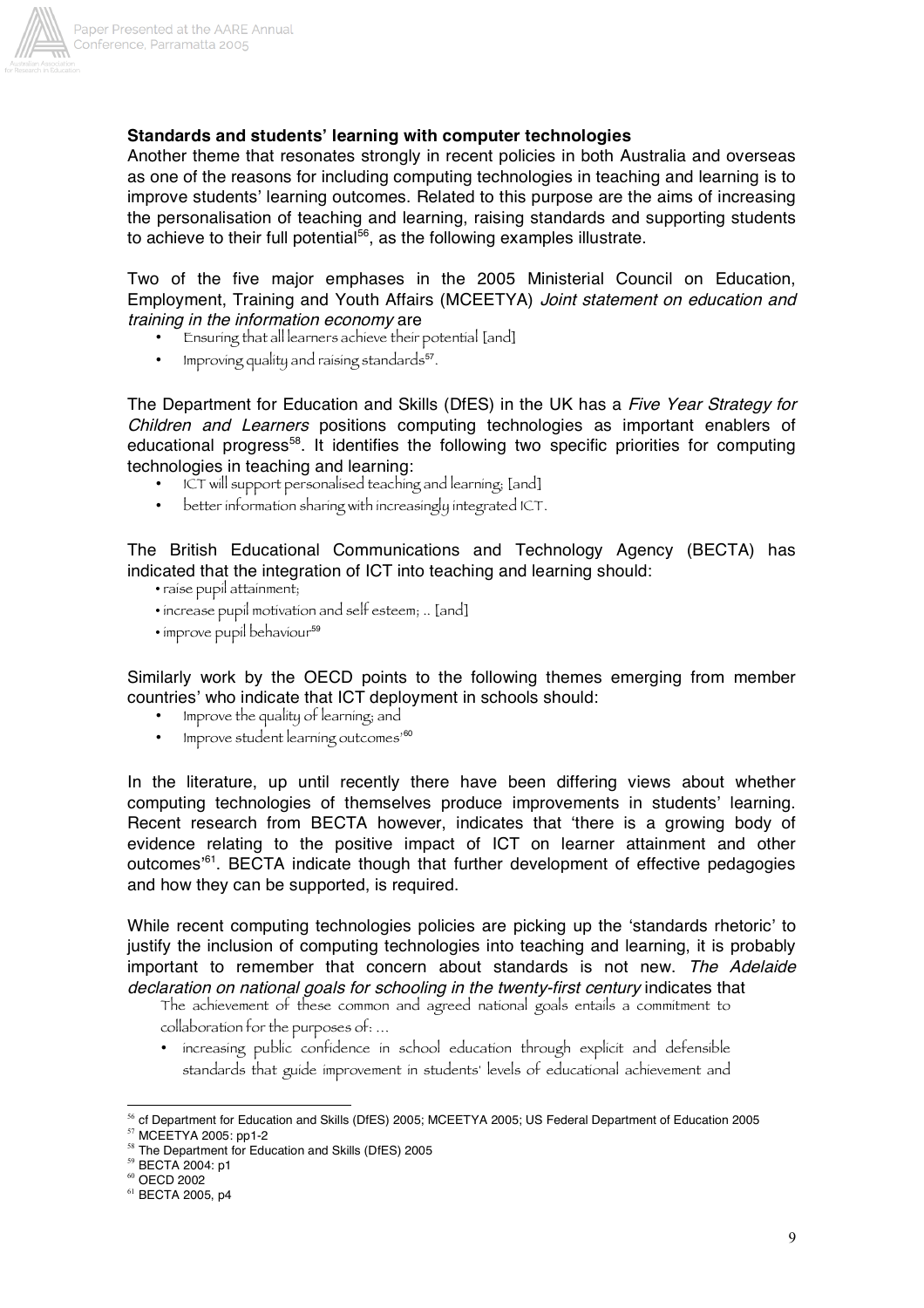**Standards and students' learning with computer technologies**

Another theme that resonates strongly in recent policies in both Australia and overseas as one of the reasons for including computing technologies in teaching and learning is to improve students' learning outcomes. Related to this purpose are the aims of increasing the personalisation of teaching and learning, raising standards and supporting students to achieve to their full potential[56], as the following examples illustrate.

Two of the five major emphases in the 2005 Ministerial Council on Education, Employment, Training and Youth Affairs (MCEETYA) *Joint statement on education and training in the information economy* are

- Ensuring that all learners achieve their potential [and]
- Improving quality and raising standards[57].

The Department for Education and Skills (DfES) in the UK has a *Five Year Strategy for Children and Learners* positions computing technologies as important enablers of educational progress[58]. It identifies the following two specific priorities for computing technologies in teaching and learning:

- ICT will support personalised teaching and learning; [and]
- better information sharing with increasingly integrated ICT.

The British Educational Communications and Technology Agency (BECTA) has indicated that the integration of ICT into teaching and learning should:

- raise pupil attainment;
- increase pupil motivation and self esteem; .. [and]
- improve pupil behaviour[59]

Similarly work by the OECD points to the following themes emerging from member countries' who indicate that ICT deployment in schools should:

- Improve the quality of learning; and
- Improve student learning outcomes'[60]

In the literature, up until recently there have been differing views about whether computing technologies of themselves produce improvements in students' learning. Recent research from BECTA however, indicates that 'there is a growing body of evidence relating to the positive impact of ICT on learner attainment and other outcomes'[61]. BECTA indicate though that further development of effective pedagogies and how they can be supported, is required.

While recent computing technologies policies are picking up the 'standards rhetoric' to justify the inclusion of computing technologies into teaching and learning, it is probably important to remember that concern about standards is not new. *The Adelaide declaration on national goals for schooling in the twenty-first century* indicates that

> The achievement of these common and agreed national goals entails a commitment to collaboration for the purposes of: ...
>
> - increasing public confidence in school education through explicit and defensible standards that guide improvement in students' levels of educational achievement and

---

[56] cf Department for Education and Skills (DfES) 2005; MCEETYA 2005; US Federal Department of Education 2005

[57] MCEETYA 2005: pp1-2

[58] The Department for Education and Skills (DfES) 2005

[59] BECTA 2004: p1

[60] OECD 2002

[61] BECTA 2005, p4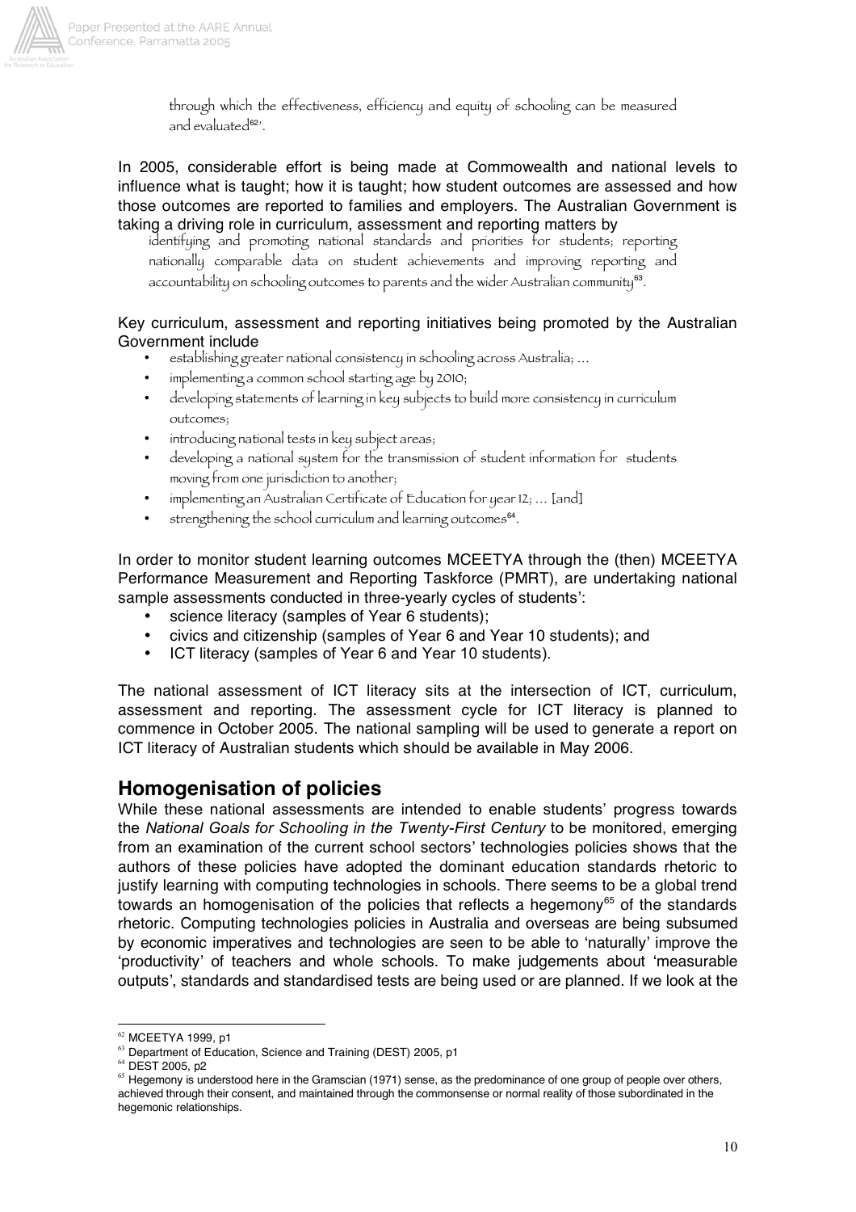> through which the effectiveness, efficiency and equity of schooling can be measured and evaluated[62]'.

In 2005, considerable effort is being made at Commowealth and national levels to influence what is taught; how it is taught; how student outcomes are assessed and how those outcomes are reported to families and employers. The Australian Government is taking a driving role in curriculum, assessment and reporting matters by

> identifying and promoting national standards and priorities for students; reporting nationally comparable data on student achievements and improving reporting and accountability on schooling outcomes to parents and the wider Australian community[63].

Key curriculum, assessment and reporting initiatives being promoted by the Australian Government include

> - establishing greater national consistency in schooling across Australia; ...
> - implementing a common school starting age by 2010;
> - developing statements of learning in key subjects to build more consistency in curriculum outcomes;
> - introducing national tests in key subject areas;
> - developing a national system for the transmission of student information for students moving from one jurisdiction to another;
> - implementing an Australian Certificate of Education for year 12; ... [and]
> - strengthening the school curriculum and learning outcomes[64].

In order to monitor student learning outcomes MCEETYA through the (then) MCEETYA Performance Measurement and Reporting Taskforce (PMRT), are undertaking national sample assessments conducted in three-yearly cycles of students':

- science literacy (samples of Year 6 students);
- civics and citizenship (samples of Year 6 and Year 10 students); and
- ICT literacy (samples of Year 6 and Year 10 students).

The national assessment of ICT literacy sits at the intersection of ICT, curriculum, assessment and reporting. The assessment cycle for ICT literacy is planned to commence in October 2005. The national sampling will be used to generate a report on ICT literacy of Australian students which should be available in May 2006.

## Homogenisation of policies

While these national assessments are intended to enable students' progress towards the *National Goals for Schooling in the Twenty-First Century* to be monitored, emerging from an examination of the current school sectors' technologies policies shows that the authors of these policies have adopted the dominant education standards rhetoric to justify learning with computing technologies in schools. There seems to be a global trend towards an homogenisation of the policies that reflects a hegemony[65] of the standards rhetoric. Computing technologies policies in Australia and overseas are being subsumed by economic imperatives and technologies are seen to be able to 'naturally' improve the 'productivity' of teachers and whole schools. To make judgements about 'measurable outputs', standards and standardised tests are being used or are planned. If we look at the

---

[62] MCEETYA 1999, p1

[63] Department of Education, Science and Training (DEST) 2005, p1

[64] DEST 2005, p2

[65] Hegemony is understood here in the Gramscian (1971) sense, as the predominance of one group of people over others, achieved through their consent, and maintained through the commonsense or normal reality of those subordinated in the hegemonic relationships.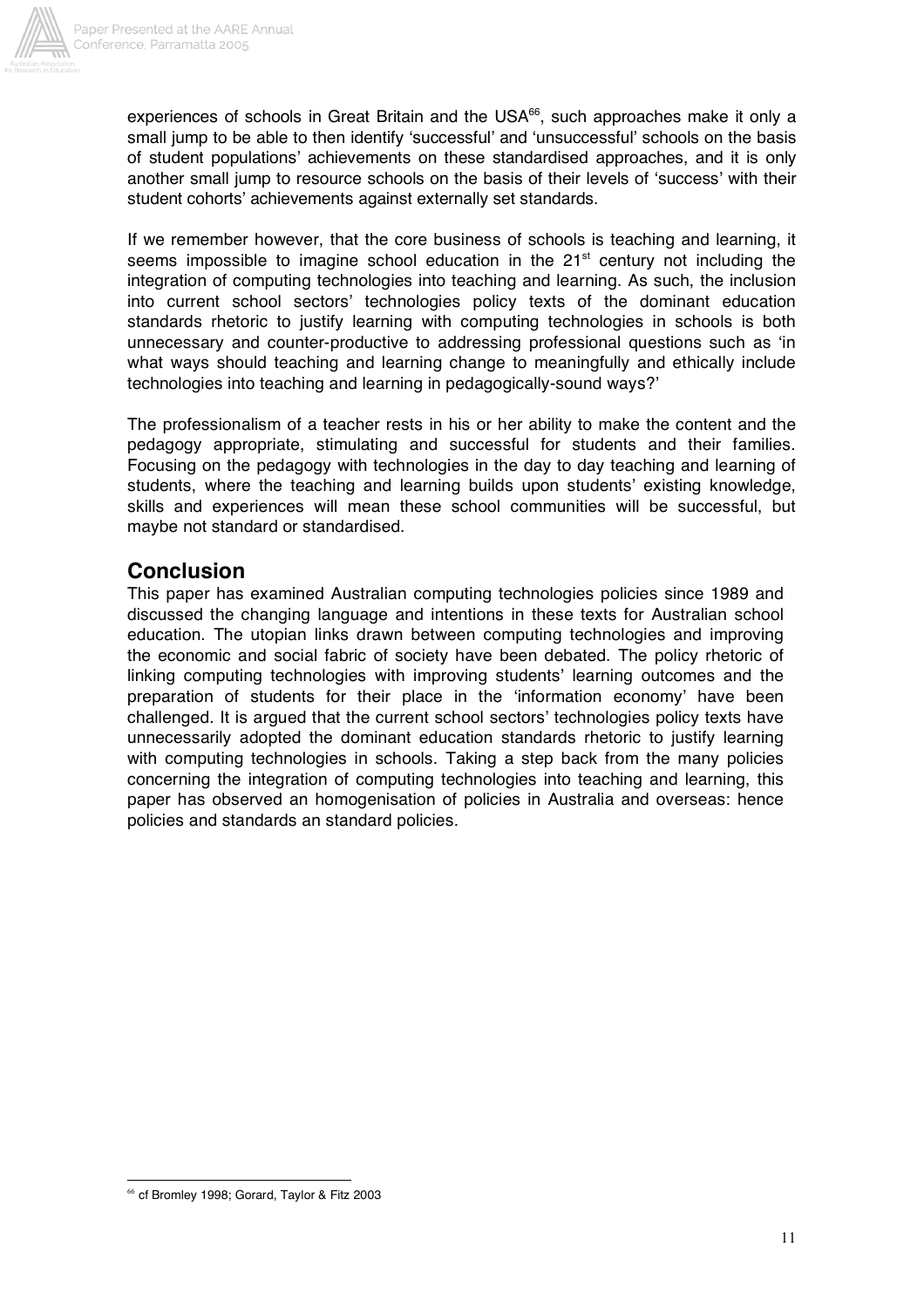experiences of schools in Great Britain and the USA[66], such approaches make it only a small jump to be able to then identify 'successful' and 'unsuccessful' schools on the basis of student populations' achievements on these standardised approaches, and it is only another small jump to resource schools on the basis of their levels of 'success' with their student cohorts' achievements against externally set standards.

If we remember however, that the core business of schools is teaching and learning, it seems impossible to imagine school education in the 21st century not including the integration of computing technologies into teaching and learning. As such, the inclusion into current school sectors' technologies policy texts of the dominant education standards rhetoric to justify learning with computing technologies in schools is both unnecessary and counter-productive to addressing professional questions such as 'in what ways should teaching and learning change to meaningfully and ethically include technologies into teaching and learning in pedagogically-sound ways?'

The professionalism of a teacher rests in his or her ability to make the content and the pedagogy appropriate, stimulating and successful for students and their families. Focusing on the pedagogy with technologies in the day to day teaching and learning of students, where the teaching and learning builds upon students' existing knowledge, skills and experiences will mean these school communities will be successful, but maybe not standard or standardised.

## Conclusion

This paper has examined Australian computing technologies policies since 1989 and discussed the changing language and intentions in these texts for Australian school education. The utopian links drawn between computing technologies and improving the economic and social fabric of society have been debated. The policy rhetoric of linking computing technologies with improving students' learning outcomes and the preparation of students for their place in the 'information economy' have been challenged. It is argued that the current school sectors' technologies policy texts have unnecessarily adopted the dominant education standards rhetoric to justify learning with computing technologies in schools. Taking a step back from the many policies concerning the integration of computing technologies into teaching and learning, this paper has observed an homogenisation of policies in Australia and overseas: hence policies and standards an standard policies.

---

[66] cf Bromley 1998; Gorard, Taylor & Fitz 2003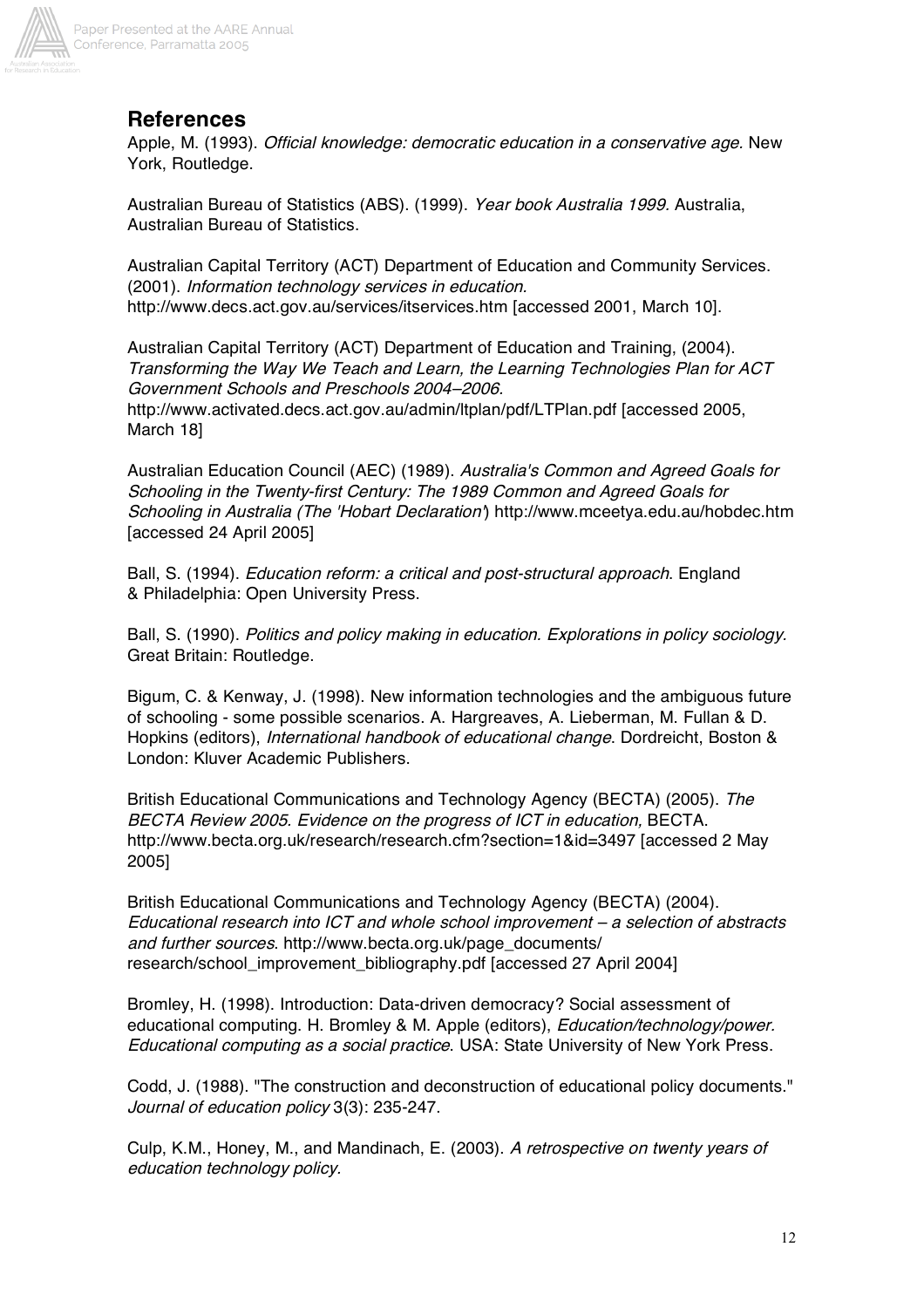## References

Apple, M. (1993). *Official knowledge: democratic education in a conservative age.* New York, Routledge.

Australian Bureau of Statistics (ABS). (1999). *Year book Australia 1999.* Australia, Australian Bureau of Statistics.

Australian Capital Territory (ACT) Department of Education and Community Services. (2001). *Information technology services in education*. http://www.decs.act.gov.au/services/itservices.htm [accessed 2001, March 10].

Australian Capital Territory (ACT) Department of Education and Training, (2004). *Transforming the Way We Teach and Learn, the Learning Technologies Plan for ACT Government Schools and Preschools 2004–2006.* http://www.activated.decs.act.gov.au/admin/ltplan/pdf/LTPlan.pdf [accessed 2005, March 18]

Australian Education Council (AEC) (1989). *Australia's Common and Agreed Goals for Schooling in the Twenty-first Century: The 1989 Common and Agreed Goals for Schooling in Australia (The 'Hobart Declaration'*) http://www.mceetya.edu.au/hobdec.htm [accessed 24 April 2005]

Ball, S. (1994). *Education reform: a critical and post-structural approach*. England & Philadelphia: Open University Press.

Ball, S. (1990). *Politics and policy making in education. Explorations in policy sociology.* Great Britain: Routledge.

Bigum, C. & Kenway, J. (1998). New information technologies and the ambiguous future of schooling - some possible scenarios. A. Hargreaves, A. Lieberman, M. Fullan & D. Hopkins (editors), *International handbook of educational change*. Dordreicht, Boston & London: Kluver Academic Publishers.

British Educational Communications and Technology Agency (BECTA) (2005). *The BECTA Review 2005. Evidence on the progress of ICT in education,* BECTA. http://www.becta.org.uk/research/research.cfm?section=1&id=3497 [accessed 2 May 2005]

British Educational Communications and Technology Agency (BECTA) (2004). *Educational research into ICT and whole school improvement – a selection of abstracts and further sources*. http://www.becta.org.uk/page_documents/research/school_improvement_bibliography.pdf [accessed 27 April 2004]

Bromley, H. (1998). Introduction: Data-driven democracy? Social assessment of educational computing. H. Bromley & M. Apple (editors), *Education/technology/power. Educational computing as a social practice*. USA: State University of New York Press.

Codd, J. (1988). "The construction and deconstruction of educational policy documents." *Journal of education policy* 3(3): 235-247.

Culp, K.M., Honey, M., and Mandinach, E. (2003). *A retrospective on twenty years of education technology policy.*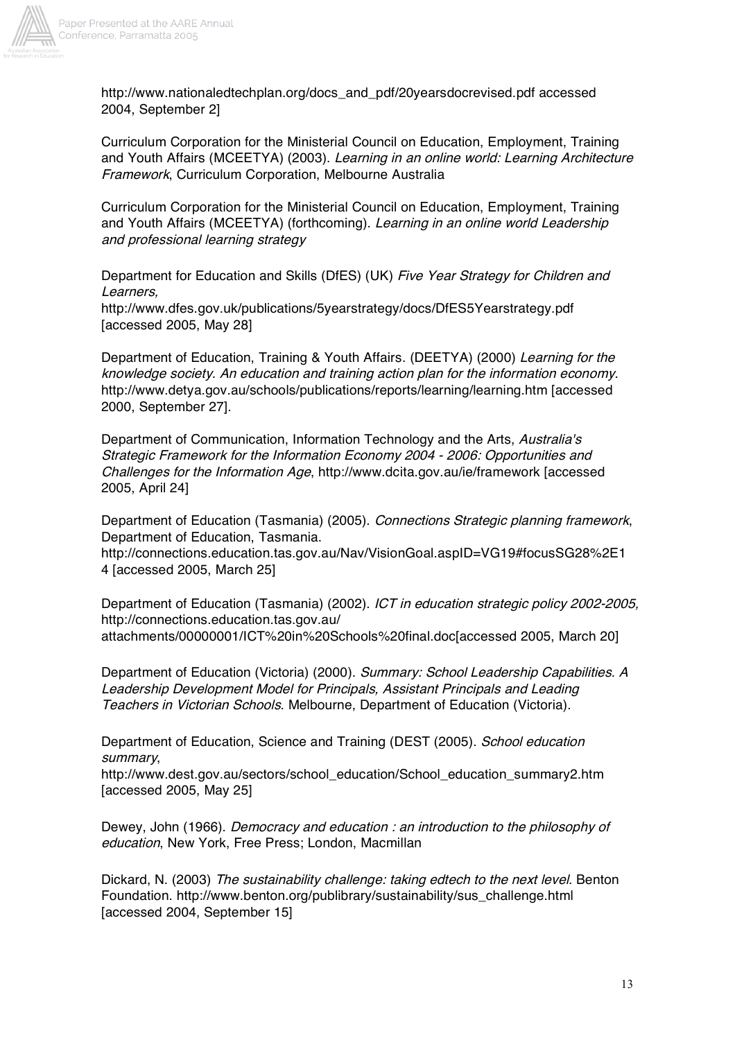http://www.nationaledtechplan.org/docs_and_pdf/20yearsdocrevised.pdf accessed 2004, September 2]

Curriculum Corporation for the Ministerial Council on Education, Employment, Training and Youth Affairs (MCEETYA) (2003). *Learning in an online world: Learning Architecture Framework*, Curriculum Corporation, Melbourne Australia

Curriculum Corporation for the Ministerial Council on Education, Employment, Training and Youth Affairs (MCEETYA) (forthcoming). *Learning in an online world Leadership and professional learning strategy*

Department for Education and Skills (DfES) (UK) *Five Year Strategy for Children and Learners,*
http://www.dfes.gov.uk/publications/5yearstrategy/docs/DfES5Yearstrategy.pdf [accessed 2005, May 28]

Department of Education, Training & Youth Affairs. (DEETYA) (2000) *Learning for the knowledge society. An education and training action plan for the information economy.* http://www.detya.gov.au/schools/publications/reports/learning/learning.htm [accessed 2000, September 27].

Department of Communication, Information Technology and the Arts, *Australia's Strategic Framework for the Information Economy 2004 - 2006: Opportunities and Challenges for the Information Age*, http://www.dcita.gov.au/ie/framework [accessed 2005, April 24]

Department of Education (Tasmania) (2005). *Connections Strategic planning framework*, Department of Education, Tasmania.
http://connections.education.tas.gov.au/Nav/VisionGoal.aspID=VG19#focusSG28%2E14 [accessed 2005, March 25]

Department of Education (Tasmania) (2002). *ICT in education strategic policy 2002-2005,* http://connections.education.tas.gov.au/
attachments/00000001/ICT%20in%20Schools%20final.doc[accessed 2005, March 20]

Department of Education (Victoria) (2000). *Summary: School Leadership Capabilities. A Leadership Development Model for Principals, Assistant Principals and Leading Teachers in Victorian Schools*. Melbourne, Department of Education (Victoria).

Department of Education, Science and Training (DEST (2005). *School education summary*,
http://www.dest.gov.au/sectors/school_education/School_education_summary2.htm [accessed 2005, May 25]

Dewey, John (1966). *Democracy and education : an introduction to the philosophy of education*, New York, Free Press; London, Macmillan

Dickard, N. (2003) *The sustainability challenge: taking edtech to the next level*. Benton Foundation. http://www.benton.org/publibrary/sustainability/sus_challenge.html [accessed 2004, September 15]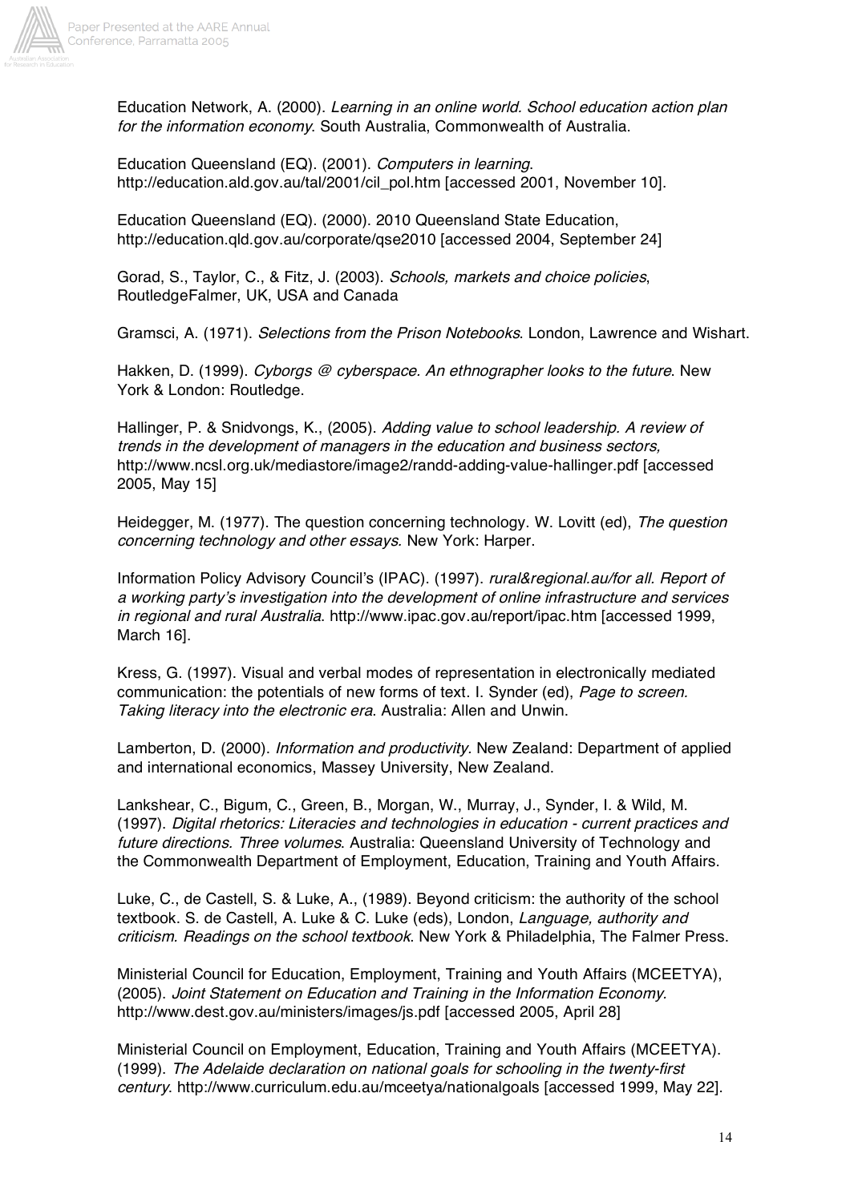Education Network, A. (2000). *Learning in an online world. School education action plan for the information economy*. South Australia, Commonwealth of Australia.

Education Queensland (EQ). (2001). *Computers in learning*. http://education.ald.gov.au/tal/2001/cil_pol.htm [accessed 2001, November 10].

Education Queensland (EQ). (2000). 2010 Queensland State Education, http://education.qld.gov.au/corporate/qse2010 [accessed 2004, September 24]

Gorad, S., Taylor, C., & Fitz, J. (2003). *Schools, markets and choice policies*, RoutledgeFalmer, UK, USA and Canada

Gramsci, A. (1971). *Selections from the Prison Notebooks*. London, Lawrence and Wishart.

Hakken, D. (1999). *Cyborgs @ cyberspace. An ethnographer looks to the future*. New York & London: Routledge.

Hallinger, P. & Snidvongs, K., (2005). *Adding value to school leadership. A review of trends in the development of managers in the education and business sectors,* http://www.ncsl.org.uk/mediastore/image2/randd-adding-value-hallinger.pdf [accessed 2005, May 15]

Heidegger, M. (1977). The question concerning technology. W. Lovitt (ed), *The question concerning technology and other essays.* New York: Harper.

Information Policy Advisory Council's (IPAC). (1997). *rural&regional.au/for all. Report of a working party's investigation into the development of online infrastructure and services in regional and rural Australia*. http://www.ipac.gov.au/report/ipac.htm [accessed 1999, March 16].

Kress, G. (1997). Visual and verbal modes of representation in electronically mediated communication: the potentials of new forms of text. I. Synder (ed), *Page to screen. Taking literacy into the electronic era*. Australia: Allen and Unwin.

Lamberton, D. (2000). *Information and productivity*. New Zealand: Department of applied and international economics, Massey University, New Zealand.

Lankshear, C., Bigum, C., Green, B., Morgan, W., Murray, J., Synder, I. & Wild, M. (1997). *Digital rhetorics: Literacies and technologies in education - current practices and future directions. Three volumes*. Australia: Queensland University of Technology and the Commonwealth Department of Employment, Education, Training and Youth Affairs.

Luke, C., de Castell, S. & Luke, A., (1989). Beyond criticism: the authority of the school textbook. S. de Castell, A. Luke & C. Luke (eds), London, *Language, authority and criticism. Readings on the school textbook*. New York & Philadelphia, The Falmer Press.

Ministerial Council for Education, Employment, Training and Youth Affairs (MCEETYA), (2005). *Joint Statement on Education and Training in the Information Economy.* http://www.dest.gov.au/ministers/images/js.pdf [accessed 2005, April 28]

Ministerial Council on Employment, Education, Training and Youth Affairs (MCEETYA). (1999). *The Adelaide declaration on national goals for schooling in the twenty-first century*. http://www.curriculum.edu.au/mceetya/nationalgoals [accessed 1999, May 22].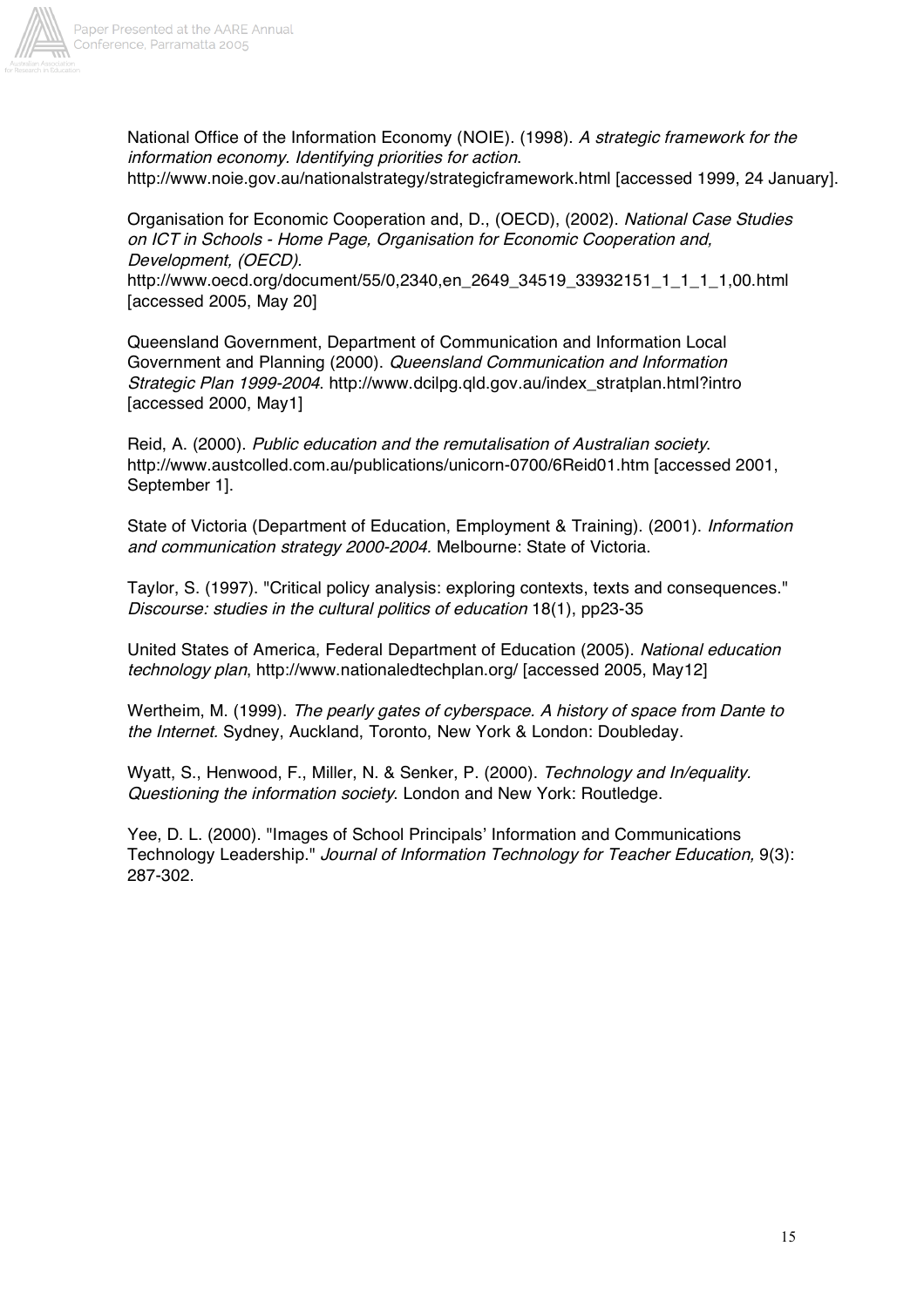National Office of the Information Economy (NOIE). (1998). *A strategic framework for the information economy. Identifying priorities for action*. http://www.noie.gov.au/nationalstrategy/strategicframework.html [accessed 1999, 24 January].

Organisation for Economic Cooperation and, D., (OECD), (2002). *National Case Studies on ICT in Schools - Home Page, Organisation for Economic Cooperation and, Development, (OECD).* http://www.oecd.org/document/55/0,2340,en_2649_34519_33932151_1_1_1_1,00.html [accessed 2005, May 20]

Queensland Government, Department of Communication and Information Local Government and Planning (2000). *Queensland Communication and Information Strategic Plan 1999-2004*. http://www.dcilpg.qld.gov.au/index_stratplan.html?intro [accessed 2000, May1]

Reid, A. (2000). *Public education and the remutalisation of Australian society*. http://www.austcolled.com.au/publications/unicorn-0700/6Reid01.htm [accessed 2001, September 1].

State of Victoria (Department of Education, Employment & Training). (2001). *Information and communication strategy 2000-2004.* Melbourne: State of Victoria.

Taylor, S. (1997). "Critical policy analysis: exploring contexts, texts and consequences." *Discourse: studies in the cultural politics of education* 18(1), pp23-35

United States of America, Federal Department of Education (2005). *National education technology plan*, http://www.nationaledtechplan.org/ [accessed 2005, May12]

Wertheim, M. (1999). *The pearly gates of cyberspace. A history of space from Dante to the Internet.* Sydney, Auckland, Toronto, New York & London: Doubleday.

Wyatt, S., Henwood, F., Miller, N. & Senker, P. (2000). *Technology and In/equality. Questioning the information society*. London and New York: Routledge.

Yee, D. L. (2000). "Images of School Principals' Information and Communications Technology Leadership." *Journal of Information Technology for Teacher Education,* 9(3): 287-302.